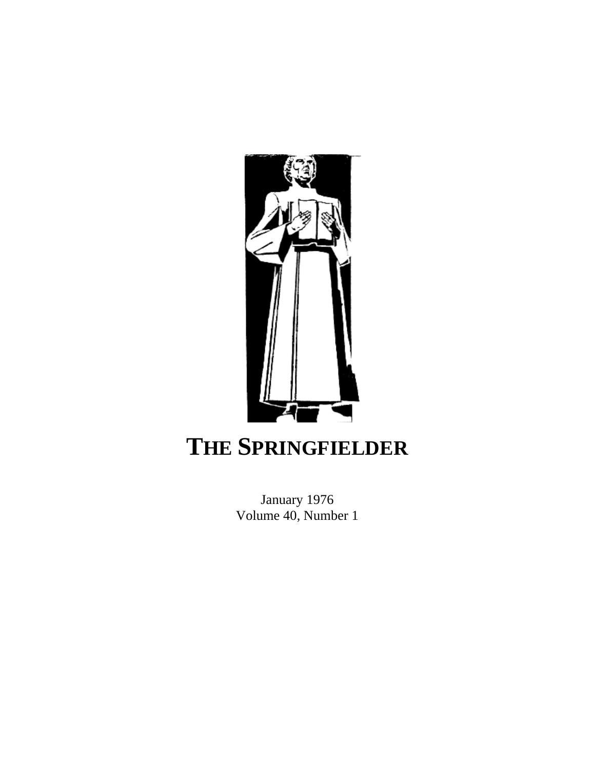# THE SPRINGFIELDER

January 1976
Volume 40, Number 1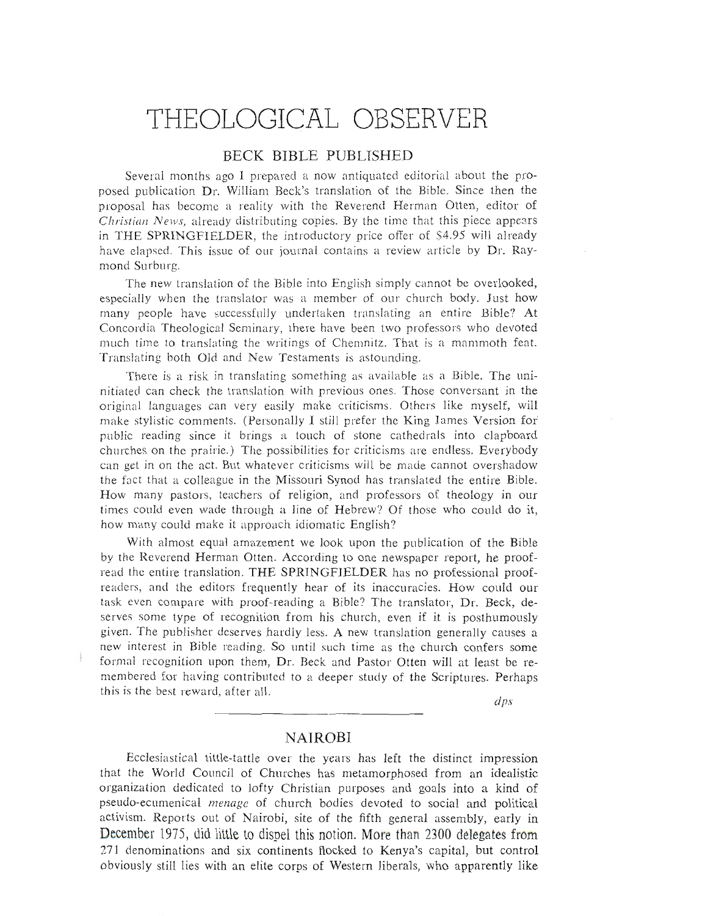# THEOLOGICAL OBSERVER

## BECK BIBLE PUBLISHED

Several months ago I prepared a now antiquated editorial about the proposed publication Dr. William Beck's translation of the Bible. Since then the proposal has become a reality with the Reverend Herman Otten, editor of *Christian News,* already distributing copies. By the time that this piece appears in THE SPRINGFIELDER, the introductory price offer of $4.95 will already have elapsed. This issue of our journal contains a review article by Dr. Raymond Surburg.

The new translation of the Bible into English simply cannot be overlooked, especially when the translator was a member of our church body. Just how many people have successfully undertaken translating an entire Bible? At Concordia Theological Seminary, there have been two professors who devoted much time to translating the writings of Chemnitz. That is a mammoth feat. Translating both Old and New Testaments is astounding.

There is a risk in translating something as available as a Bible. The uninitiated can check the translation with previous ones. Those conversant in the original languages can very easily make criticisms. Others like myself, will make stylistic comments. (Personally I still prefer the King James Version for public reading since it brings a touch of stone cathedrals into clapboard churches on the prairie.) The possibilities for criticisms are endless. Everybody can get in on the act. But whatever criticisms will be made cannot overshadow the fact that a colleague in the Missouri Synod has translated the entire Bible. How many pastors, teachers of religion, and professors of theology in our times could even wade through a line of Hebrew? Of those who could do it, how many could make it approach idiomatic English?

With almost equal amazement we look upon the publication of the Bible by the Reverend Herman Otten. According to one newspaper report, he proofread the entire translation. THE SPRINGFIELDER has no professional proofreaders, and the editors frequently hear of its inaccuracies. How could our task even compare with proof-reading a Bible? The translator, Dr. Beck, deserves some type of recognition from his church, even if it is posthumously given. The publisher deserves hardly less. A new translation generally causes a new interest in Bible reading. So until such time as the church confers some formal recognition upon them, Dr. Beck and Pastor Otten will at least be remembered for having contributed to a deeper study of the Scriptures. Perhaps this is the best reward, after all.

*dps*

---

## NAIROBI

Ecclesiastical tittle-tattle over the years has left the distinct impression that the World Council of Churches has metamorphosed from an idealistic organization dedicated to lofty Christian purposes and goals into a kind of pseudo-ecumenical *menage* of church bodies devoted to social and political activism. Reports out of Nairobi, site of the fifth general assembly, early in December 1975, did little to dispel this notion. More than 2300 delegates from 271 denominations and six continents flocked to Kenya's capital, but control obviously still lies with an elite corps of Western liberals, who apparently like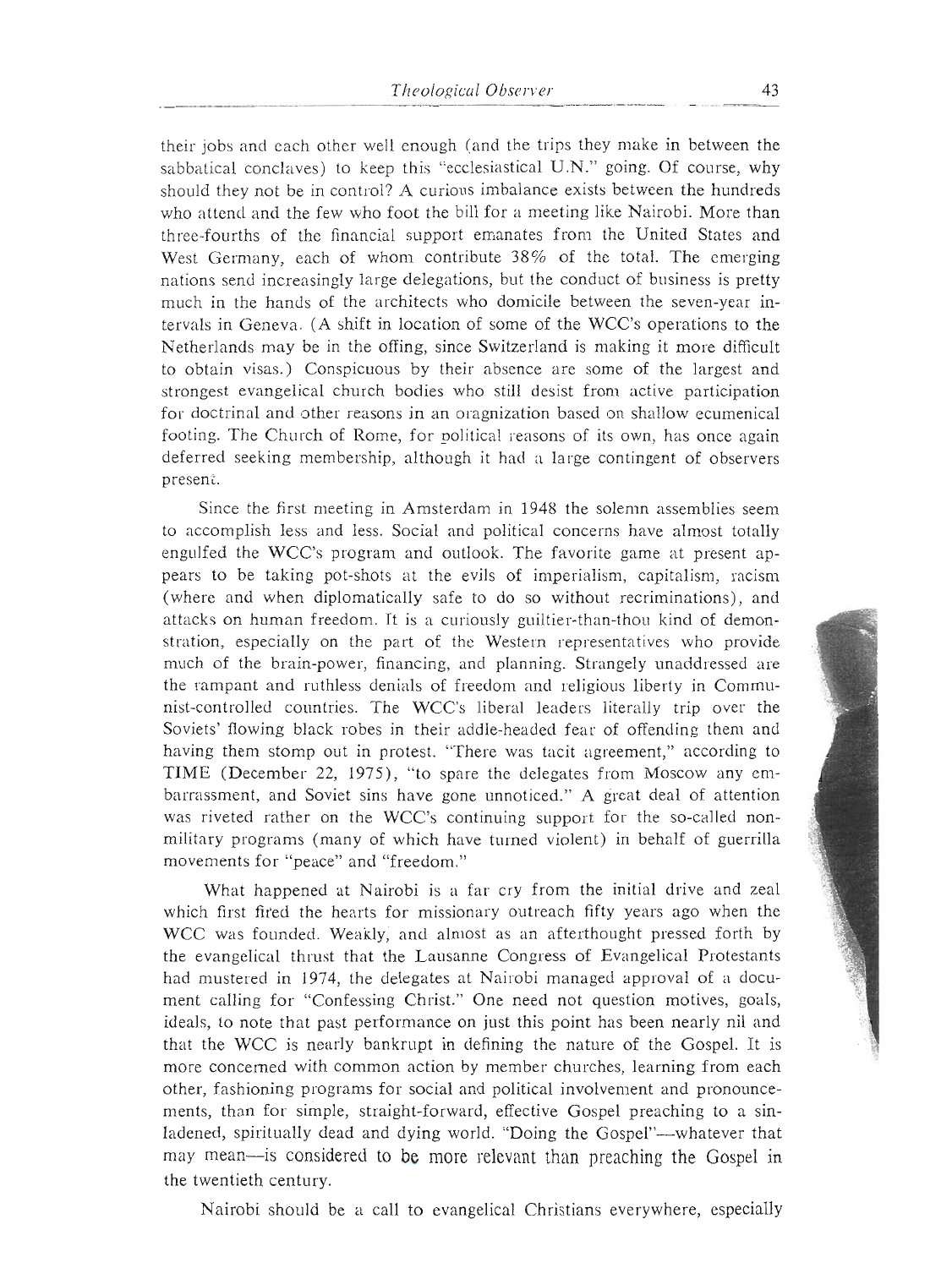their jobs and each other well enough (and the trips they make in between the sabbatical conclaves) to keep this "ecclesiastical U.N." going. Of course, why should they not be in control? A curious imbalance exists between the hundreds who attend and the few who foot the bill for a meeting like Nairobi. More than three-fourths of the financial support emanates from the United States and West Germany, each of whom contribute 38% of the total. The emerging nations send increasingly large delegations, but the conduct of business is pretty much in the hands of the architects who domicile between the seven-year intervals in Geneva. (A shift in location of some of the WCC's operations to the Netherlands may be in the offing, since Switzerland is making it more difficult to obtain visas.) Conspicuous by their absence are some of the largest and strongest evangelical church bodies who still desist from active participation for doctrinal and other reasons in an oragnization based on shallow ecumenical footing. The Church of Rome, for political reasons of its own, has once again deferred seeking membership, although it had a large contingent of observers present.

Since the first meeting in Amsterdam in 1948 the solemn assemblies seem to accomplish less and less. Social and political concerns have almost totally engulfed the WCC's program and outlook. The favorite game at present appears to be taking pot-shots at the evils of imperialism, capitalism, racism (where and when diplomatically safe to do so without recriminations), and attacks on human freedom. It is a curiously guiltier-than-thou kind of demonstration, especially on the part of the Western representatives who provide much of the brain-power, financing, and planning. Strangely unaddressed are the rampant and ruthless denials of freedom and religious liberty in Communist-controlled countries. The WCC's liberal leaders literally trip over the Soviets' flowing black robes in their addle-headed fear of offending them and having them stomp out in protest. "There was tacit agreement," according to TIME (December 22, 1975), "to spare the delegates from Moscow any embarrassment, and Soviet sins have gone unnoticed." A great deal of attention was riveted rather on the WCC's continuing support for the so-called non-military programs (many of which have turned violent) in behalf of guerrilla movements for "peace" and "freedom."

What happened at Nairobi is a far cry from the initial drive and zeal which first fired the hearts for missionary outreach fifty years ago when the WCC was founded. Weakly, and almost as an afterthought pressed forth by the evangelical thrust that the Lausanne Congress of Evangelical Protestants had mustered in 1974, the delegates at Nairobi managed approval of a document calling for "Confessing Christ." One need not question motives, goals, ideals, to note that past performance on just this point has been nearly nil and that the WCC is nearly bankrupt in defining the nature of the Gospel. It is more concerned with common action by member churches, learning from each other, fashioning programs for social and political involvement and pronouncements, than for simple, straight-forward, effective Gospel preaching to a sin-ladened, spiritually dead and dying world. "Doing the Gospel"—whatever that may mean—is considered to be more relevant than preaching the Gospel in the twentieth century.

Nairobi should be a call to evangelical Christians everywhere, especially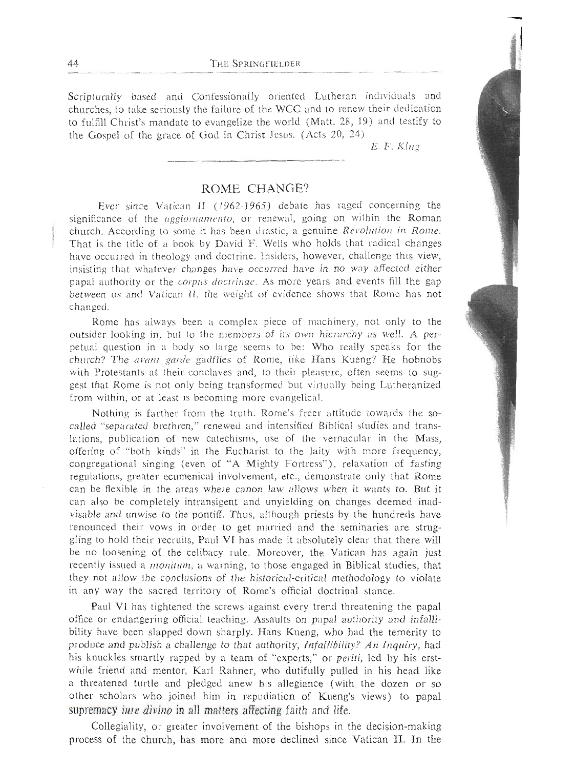Scripturally based and Confessionally oriented Lutheran individuals and churches, to take seriously the failure of the WCC and to renew their dedication to fulfill Christ's mandate to evangelize the world (Matt. 28, 19) and testify to the Gospel of the grace of God in Christ Jesus. (Acts 20, 24)

*E. F. Klug*

---

## ROME CHANGE?

Ever since Vatican II (1962-1965) debate has raged concerning the significance of the *aggiornamento*, or renewal, going on within the Roman church. According to some it has been drastic, a genuine *Revolution in Rome*. That is the title of a book by David F. Wells who holds that radical changes have occurred in theology and doctrine. Insiders, however, challenge this view, insisting that whatever changes have occurred have in no way affected either papal authority or the *corpus doctrinae*. As more years and events fill the gap between us and Vatican II, the weight of evidence shows that Rome has not changed.

Rome has always been a complex piece of machinery, not only to the outsider looking in, but to the members of its own hierarchy as well. A perpetual question in a body so large seems to be: Who really speaks for the church? The *avant garde* gadflies of Rome, like Hans Kueng? He hobnobs with Protestants at their conclaves and, to their pleasure, often seems to suggest that Rome is not only being transformed but virtually being Lutheranized from within, or at least is becoming more evangelical.

Nothing is farther from the truth. Rome's freer attitude towards the so-called "separated brethren," renewed and intensified Biblical studies and translations, publication of new catechisms, use of the vernacular in the Mass, offering of "both kinds" in the Eucharist to the laity with more frequency, congregational singing (even of "A Mighty Fortress"), relaxation of fasting regulations, greater ecumenical involvement, etc., demonstrate only that Rome can be flexible in the areas where canon law allows when it wants to. But it can also be completely intransigent and unyielding on changes deemed inadvisable and unwise to the pontiff. Thus, although priests by the hundreds have renounced their vows in order to get married and the seminaries are struggling to hold their recruits, Paul VI has made it absolutely clear that there will be no loosening of the celibacy rule. Moreover, the Vatican has again just recently issued a *monitum*, a warning, to those engaged in Biblical studies, that they not allow the conclusions of the historical-critical methodology to violate in any way the sacred territory of Rome's official doctrinal stance.

Paul VI has tightened the screws against every trend threatening the papal office or endangering official teaching. Assaults on papal authority and infallibility have been slapped down sharply. Hans Kueng, who had the temerity to produce and publish a challenge to that authority, *Infallibility? An Inquiry*, had his knuckles smartly rapped by a team of "experts," or *periti*, led by his erstwhile friend and mentor, Karl Rahner, who dutifully pulled in his head like a threatened turtle and pledged anew his allegiance (with the dozen or so other scholars who joined him in repudiation of Kueng's views) to papal supremacy *iure divino* in all matters affecting faith and life.

Collegiality, or greater involvement of the bishops in the decision-making process of the church, has more and more declined since Vatican II. In the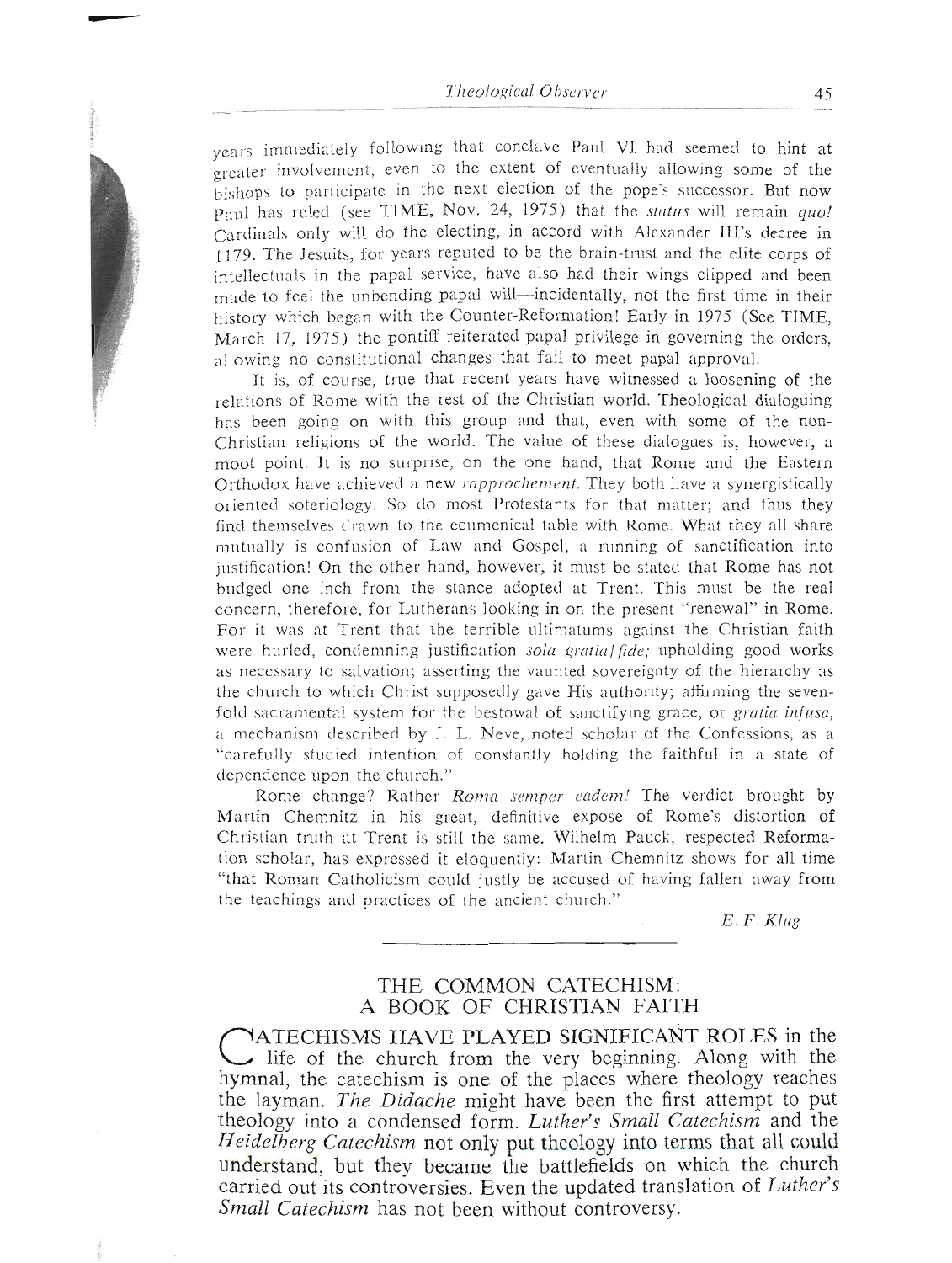years immediately following that conclave Paul VI had seemed to hint at greater involvement, even to the extent of eventually allowing some of the bishops to participate in the next election of the pope's successor. But now Paul has ruled (see TIME, Nov. 24, 1975) that the *status* will remain *quo!* Cardinals only will do the electing, in accord with Alexander III's decree in 1179. The Jesuits, for years reputed to be the brain-trust and the elite corps of intellectuals in the papal service, have also had their wings clipped and been made to feel the unbending papal will—incidentally, not the first time in their history which began with the Counter-Reformation! Early in 1975 (See TIME, March 17, 1975) the pontiff reiterated papal privilege in governing the orders, allowing no constitutional changes that fail to meet papal approval.

It is, of course, true that recent years have witnessed a loosening of the relations of Rome with the rest of the Christian world. Theological dialoguing has been going on with this group and that, even with some of the non-Christian religions of the world. The value of these dialogues is, however, a moot point. It is no surprise, on the one hand, that Rome and the Eastern Orthodox have achieved a new *rapprochement*. They both have a synergistically oriented soteriology. So do most Protestants for that matter; and thus they find themselves drawn to the ecumenical table with Rome. What they all share mutually is confusion of Law and Gospel, a running of sanctification into justification! On the other hand, however, it must be stated that Rome has not budged one inch from the stance adopted at Trent. This must be the real concern, therefore, for Lutherans looking in on the present "renewal" in Rome. For it was at Trent that the terrible ultimatums against the Christian faith were hurled, condemning justification *sola gratia/fide;* upholding good works as necessary to salvation; asserting the vaunted sovereignty of the hierarchy as the church to which Christ supposedly gave His authority; affirming the sevenfold sacramental system for the bestowal of sanctifying grace, or *gratia infusa,* a mechanism described by J. L. Neve, noted scholar of the Confessions, as a "carefully studied intention of constantly holding the faithful in a state of dependence upon the church."

Rome change? Rather *Roma semper eadem!* The verdict brought by Martin Chemnitz in his great, definitive expose of Rome's distortion of Christian truth at Trent is still the same. Wilhelm Pauck, respected Reformation scholar, has expressed it eloquently: Martin Chemnitz shows for all time "that Roman Catholicism could justly be accused of having fallen away from the teachings and practices of the ancient church."

*E. F. Klug*

---

## THE COMMON CATECHISM: A BOOK OF CHRISTIAN FAITH

CATECHISMS HAVE PLAYED SIGNIFICANT ROLES in the life of the church from the very beginning. Along with the hymnal, the catechism is one of the places where theology reaches the layman. *The Didache* might have been the first attempt to put theology into a condensed form. *Luther's Small Catechism* and the *Heidelberg Catechism* not only put theology into terms that all could understand, but they became the battlefields on which the church carried out its controversies. Even the updated translation of *Luther's Small Catechism* has not been without controversy.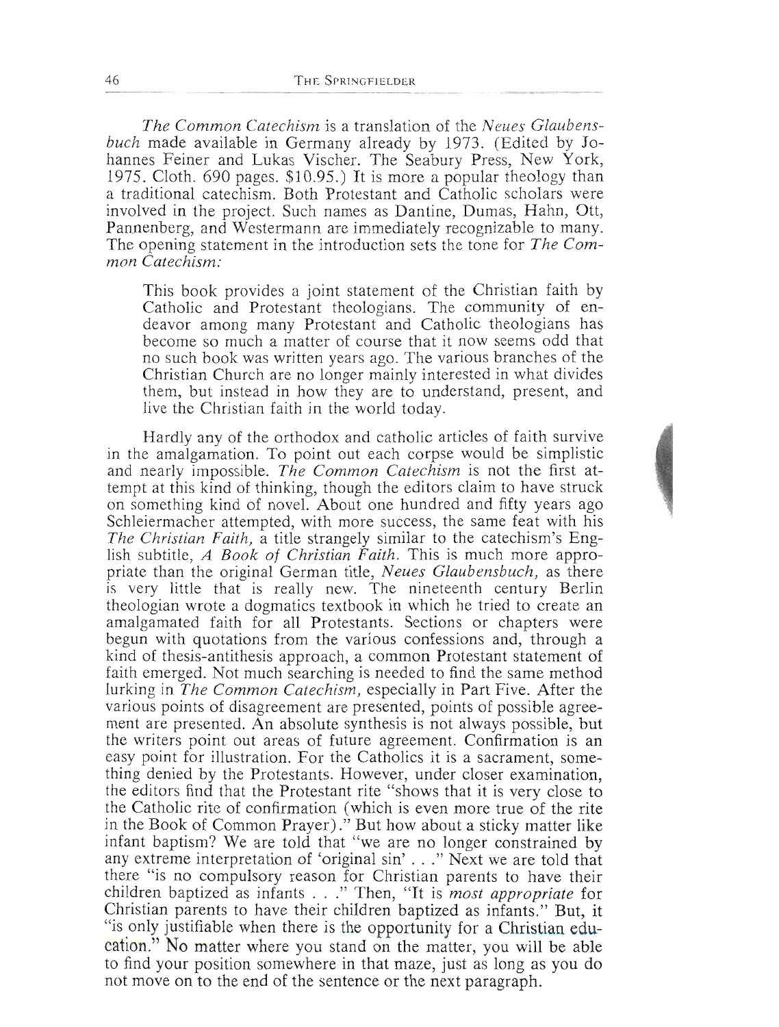*The Common Catechism* is a translation of the *Neues Glaubensbuch* made available in Germany already by 1973. (Edited by Johannes Feiner and Lukas Vischer. The Seabury Press, New York, 1975. Cloth. 690 pages. $10.95.) It is more a popular theology than a traditional catechism. Both Protestant and Catholic scholars were involved in the project. Such names as Dantine, Dumas, Hahn, Ott, Pannenberg, and Westermann are immediately recognizable to many. The opening statement in the introduction sets the tone for *The Common Catechism:*

> This book provides a joint statement of the Christian faith by Catholic and Protestant theologians. The community of endeavor among many Protestant and Catholic theologians has become so much a matter of course that it now seems odd that no such book was written years ago. The various branches of the Christian Church are no longer mainly interested in what divides them, but instead in how they are to understand, present, and live the Christian faith in the world today.

Hardly any of the orthodox and catholic articles of faith survive in the amalgamation. To point out each corpse would be simplistic and nearly impossible. *The Common Catechism* is not the first attempt at this kind of thinking, though the editors claim to have struck on something kind of novel. About one hundred and fifty years ago Schleiermacher attempted, with more success, the same feat with his *The Christian Faith,* a title strangely similar to the catechism's English subtitle, *A Book of Christian Faith.* This is much more appropriate than the original German title, *Neues Glaubensbuch,* as there is very little that is really new. The nineteenth century Berlin theologian wrote a dogmatics textbook in which he tried to create an amalgamated faith for all Protestants. Sections or chapters were begun with quotations from the various confessions and, through a kind of thesis-antithesis approach, a common Protestant statement of faith emerged. Not much searching is needed to find the same method lurking in *The Common Catechism,* especially in Part Five. After the various points of disagreement are presented, points of possible agreement are presented. An absolute synthesis is not always possible, but the writers point out areas of future agreement. Confirmation is an easy point for illustration. For the Catholics it is a sacrament, something denied by the Protestants. However, under closer examination, the editors find that the Protestant rite "shows that it is very close to the Catholic rite of confirmation (which is even more true of the rite in the Book of Common Prayer)." But how about a sticky matter like infant baptism? We are told that "we are no longer constrained by any extreme interpretation of 'original sin' . . ." Next we are told that there "is no compulsory reason for Christian parents to have their children baptized as infants . . ." Then, "It is *most appropriate* for Christian parents to have their children baptized as infants." But, it "is only justifiable when there is the opportunity for a Christian education." No matter where you stand on the matter, you will be able to find your position somewhere in that maze, just as long as you do not move on to the end of the sentence or the next paragraph.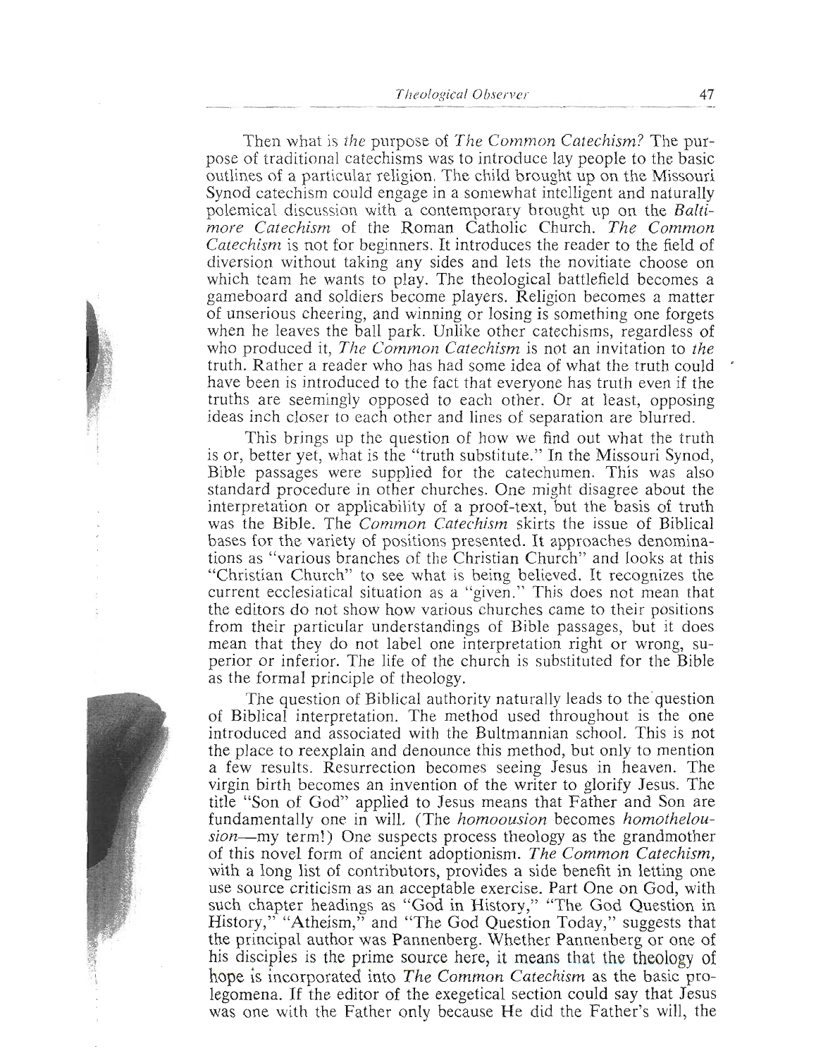Then what is *the* purpose of *The Common Catechism?* The purpose of traditional catechisms was to introduce lay people to the basic outlines of a particular religion. The child brought up on the Missouri Synod catechism could engage in a somewhat intelligent and naturally polemical discussion with a contemporary brought up on the *Baltimore Catechism* of the Roman Catholic Church. *The Common Catechism* is not for beginners. It introduces the reader to the field of diversion without taking any sides and lets the novitiate choose on which team he wants to play. The theological battlefield becomes a gameboard and soldiers become players. Religion becomes a matter of unserious cheering, and winning or losing is something one forgets when he leaves the ball park. Unlike other catechisms, regardless of who produced it, *The Common Catechism* is not an invitation to *the* truth. Rather a reader who has had some idea of what the truth could have been is introduced to the fact that everyone has truth even if the truths are seemingly opposed to each other. Or at least, opposing ideas inch closer to each other and lines of separation are blurred.

This brings up the question of how we find out what the truth is or, better yet, what is the "truth substitute." In the Missouri Synod, Bible passages were supplied for the catechumen. This was also standard procedure in other churches. One might disagree about the interpretation or applicability of a proof-text, but the basis of truth was the Bible. The *Common Catechism* skirts the issue of Biblical bases for the variety of positions presented. It approaches denominations as "various branches of the Christian Church" and looks at this "Christian Church" to see what is being believed. It recognizes the current ecclesiatical situation as a "given." This does not mean that the editors do not show how various churches came to their positions from their particular understandings of Bible passages, but it does mean that they do not label one interpretation right or wrong, superior or inferior. The life of the church is substituted for the Bible as the formal principle of theology.

The question of Biblical authority naturally leads to the question of Biblical interpretation. The method used throughout is the one introduced and associated with the Bultmannian school. This is not the place to reexplain and denounce this method, but only to mention a few results. Resurrection becomes seeing Jesus in heaven. The virgin birth becomes an invention of the writer to glorify Jesus. The title "Son of God" applied to Jesus means that Father and Son are fundamentally one in will. (The *homoousion* becomes *homothelousion*—my term!) One suspects process theology as the grandmother of this novel form of ancient adoptionism. *The Common Catechism,* with a long list of contributors, provides a side benefit in letting one use source criticism as an acceptable exercise. Part One on God, with such chapter headings as "God in History," "The God Question in History," "Atheism," and "The God Question Today," suggests that the principal author was Pannenberg. Whether Pannenberg or one of his disciples is the prime source here, it means that the theology of hope is incorporated into *The Common Catechism* as the basic prolegomena. If the editor of the exegetical section could say that Jesus was one with the Father only because He did the Father's will, the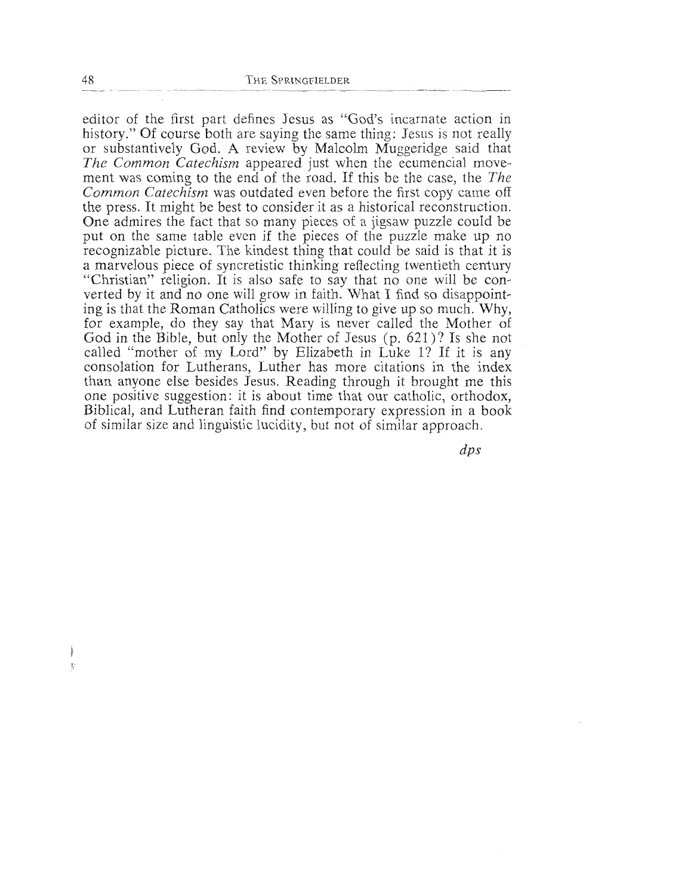editor of the first part defines Jesus as "God's incarnate action in history." Of course both are saying the same thing: Jesus is not really or substantively God. A review by Malcolm Muggeridge said that *The Common Catechism* appeared just when the ecumencial movement was coming to the end of the road. If this be the case, the *The Common Catechism* was outdated even before the first copy came off the press. It might be best to consider it as a historical reconstruction. One admires the fact that so many pieces of a jigsaw puzzle could be put on the same table even if the pieces of the puzzle make up no recognizable picture. The kindest thing that could be said is that it is a marvelous piece of syncretistic thinking reflecting twentieth century "Christian" religion. It is also safe to say that no one will be converted by it and no one will grow in faith. What I find so disappointing is that the Roman Catholics were willing to give up so much. Why, for example, do they say that Mary is never called the Mother of God in the Bible, but only the Mother of Jesus (p. 621)? Is she not called "mother of my Lord" by Elizabeth in Luke 1? If it is any consolation for Lutherans, Luther has more citations in the index than anyone else besides Jesus. Reading through it brought me this one positive suggestion: it is about time that our catholic, orthodox, Biblical, and Lutheran faith find contemporary expression in a book of similar size and linguistic lucidity, but not of similar approach.

*dps*